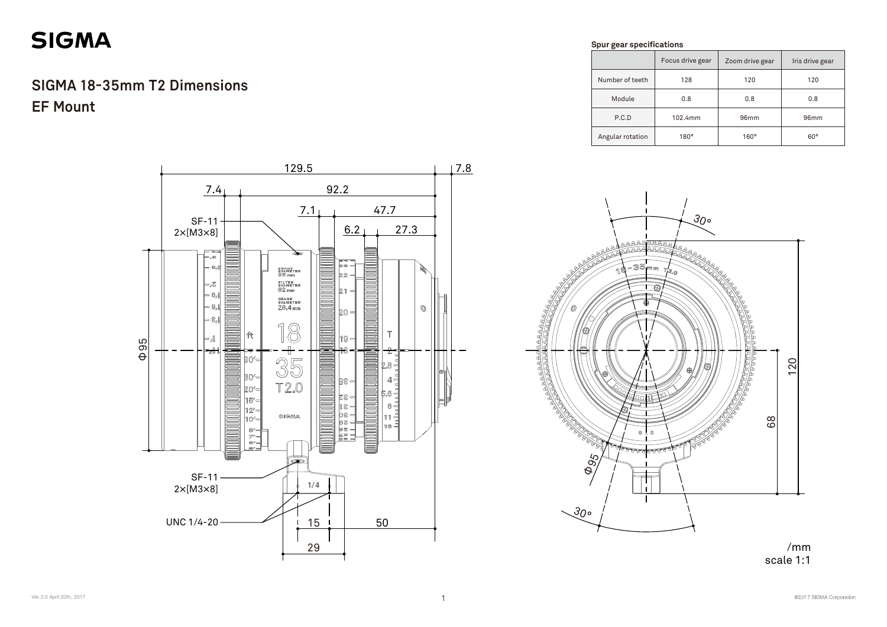# SIGMA

## SIGMA 18-35mm T2 Dimensions

## EF Mount

**Spur gear specifications**

| | Focus drive gear | Zoom drive gear | Iris drive gear |
|---|---|---|---|
| Number of teeth | 128 | 120 | 120 |
| Module | 0.8 | 0.8 | 0.8 |
| P.C.D | 102.4mm | 96mm | 96mm |
| Angular rotation | 180° | 160° | 60° |

129.5 7.8 7.4 92.2 7.1 47.7 6.2 27.3

SF-11 2×[M3×8]

Φ95

SF-11 2×[M3×8]

UNC 1/4-20

15 50 29

30° 30°

Φ95

120 68

/mm
scale 1:1

Ver.2.0 April 20th, 2017

©2017 SIGMA Corporation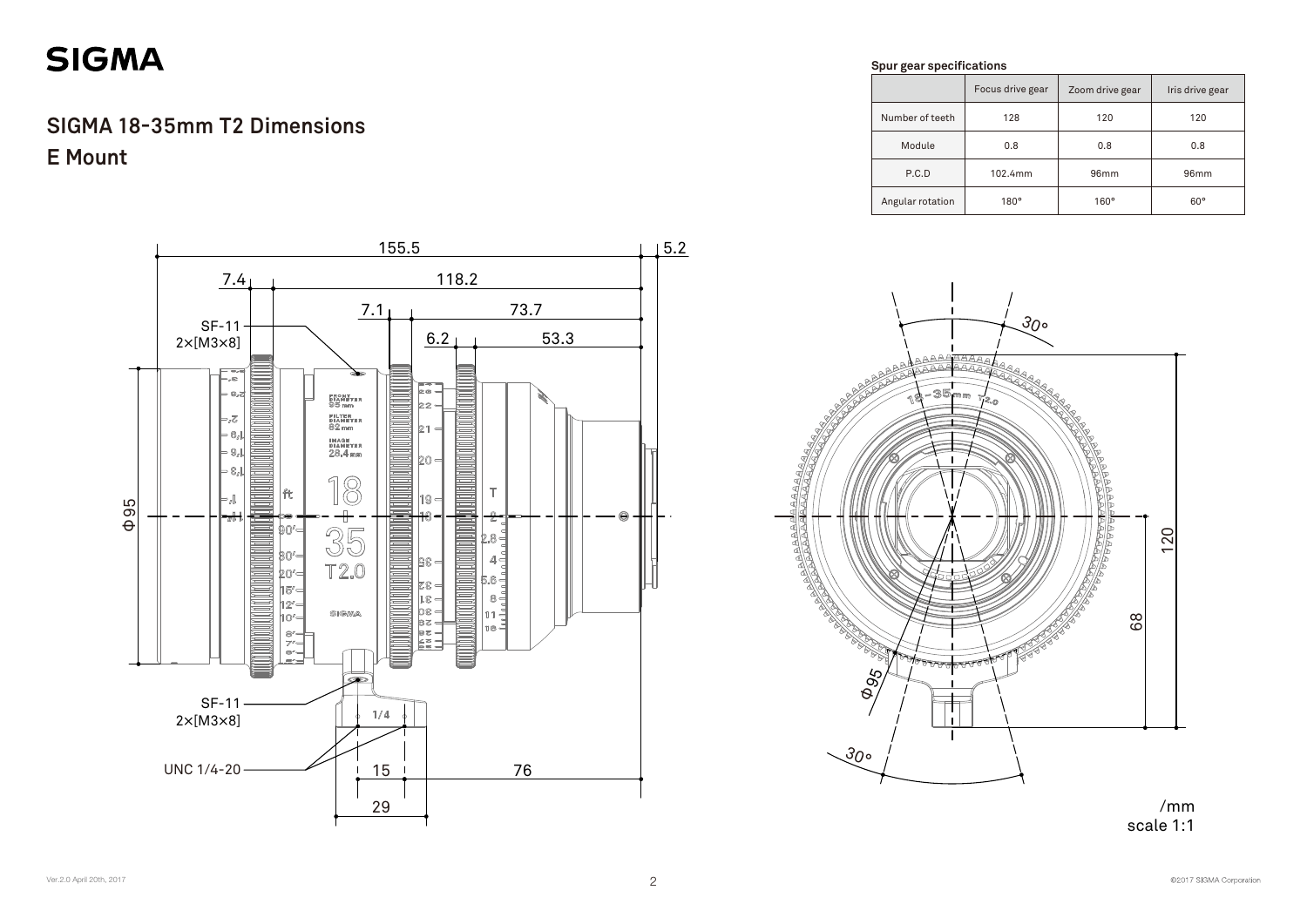# SIGMA 18-35mm T2 Dimensions

## E Mount

**Spur gear specifications**

| | Focus drive gear | Zoom drive gear | Iris drive gear |
|---|---|---|---|
| Number of teeth | 128 | 120 | 120 |
| Module | 0.8 | 0.8 | 0.8 |
| P.C.D | 102.4mm | 96mm | 96mm |
| Angular rotation | 180° | 160° | 60° |

155.5
5.2
7.4
118.2
7.1
73.7
6.2
53.3

SF-11
2×[M3×8]

Φ95

SF-11
2×[M3×8]

UNC 1/4-20

15
76
29

30°
120
68
Φ95
30°

/mm
scale 1:1

Ver.2.0 April 20th, 2017

©2017 SIGMA Corporation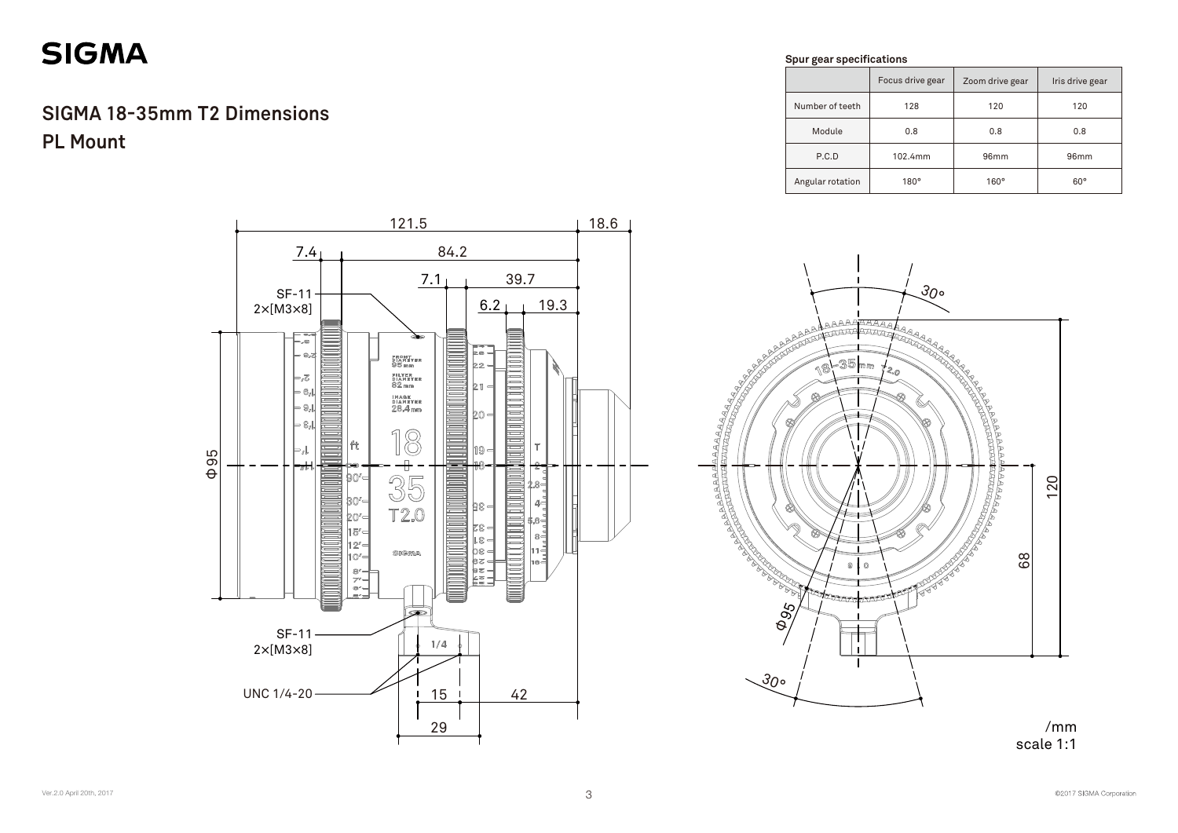# SIGMA

## SIGMA 18-35mm T2 Dimensions
## PL Mount

**Spur gear specifications**

| | Focus drive gear | Zoom drive gear | Iris drive gear |
|---|---|---|---|
| Number of teeth | 128 | 120 | 120 |
| Module | 0.8 | 0.8 | 0.8 |
| P.C.D | 102.4mm | 96mm | 96mm |
| Angular rotation | 180° | 160° | 60° |

121.5
18.6
7.4
84.2
7.1
39.7
6.2
19.3
SF-11
2×[M3×8]
Φ95
SF-11
2×[M3×8]
UNC 1/4-20
15
42
29
30°
120
68
Φ95
30°

/mm
scale 1:1

Ver.2.0 April 20th, 2017

©2017 SIGMA Corporation